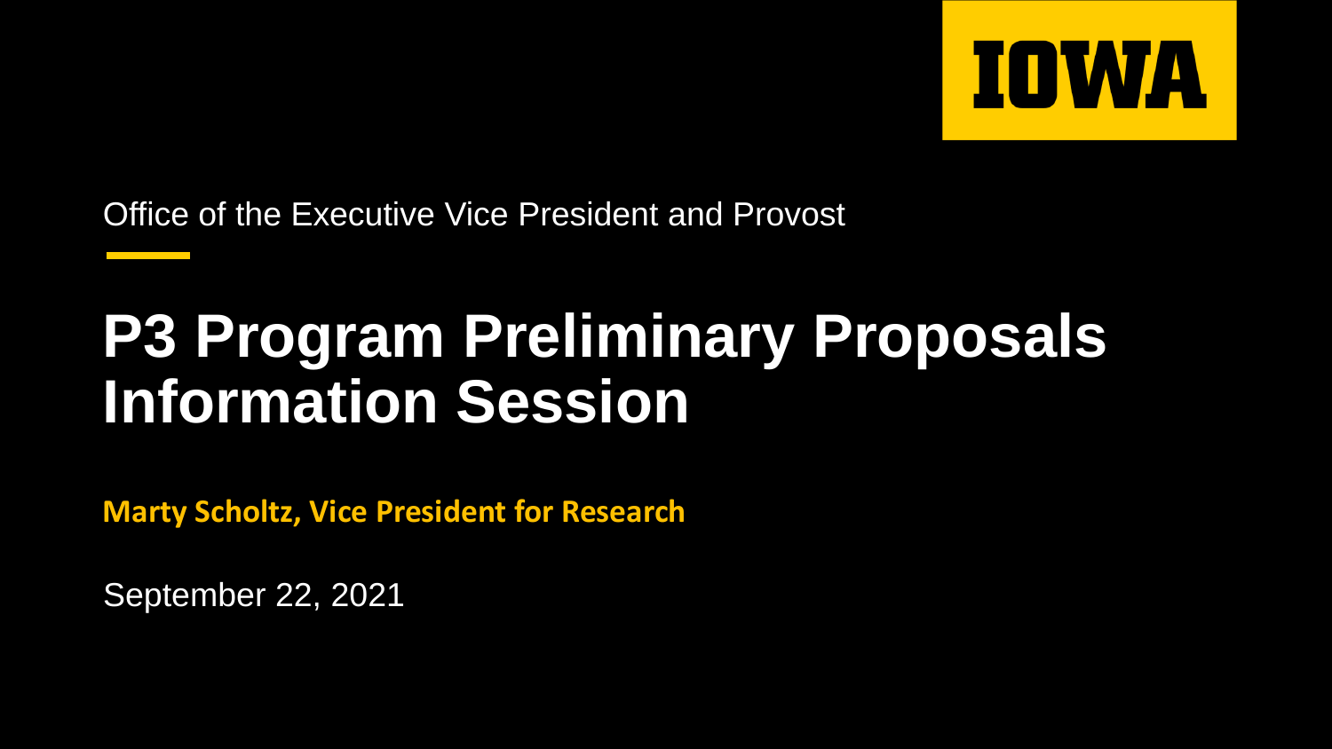IOWA

Office of the Executive Vice President and Provost

# P3 Program Preliminary Proposals Information Session

**Marty Scholtz, Vice President for Research**

September 22, 2021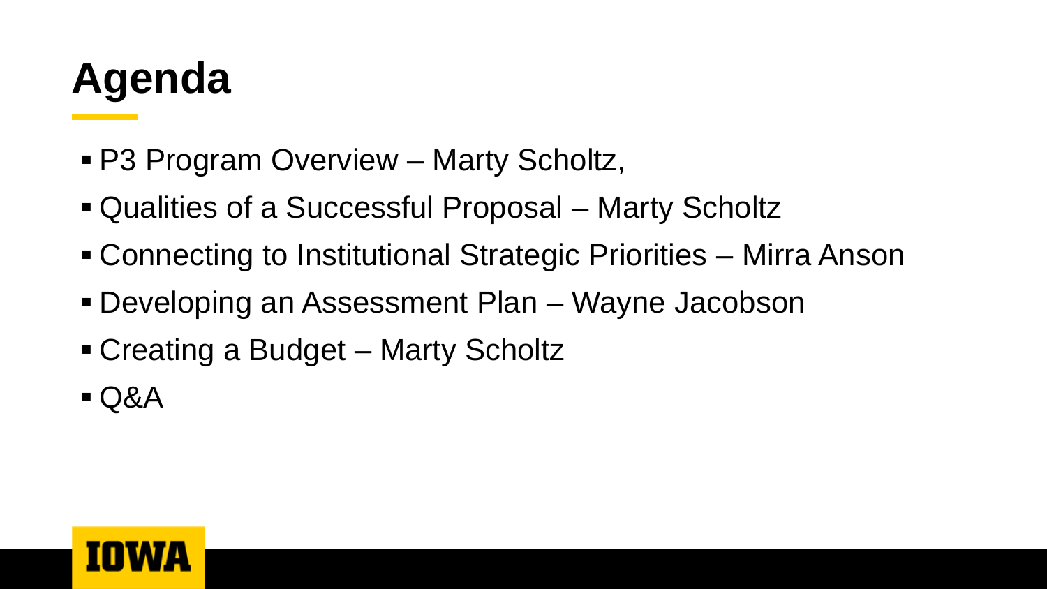# Agenda

- P3 Program Overview – Marty Scholtz,
- Qualities of a Successful Proposal – Marty Scholtz
- Connecting to Institutional Strategic Priorities – Mirra Anson
- Developing an Assessment Plan – Wayne Jacobson
- Creating a Budget – Marty Scholtz
- Q&A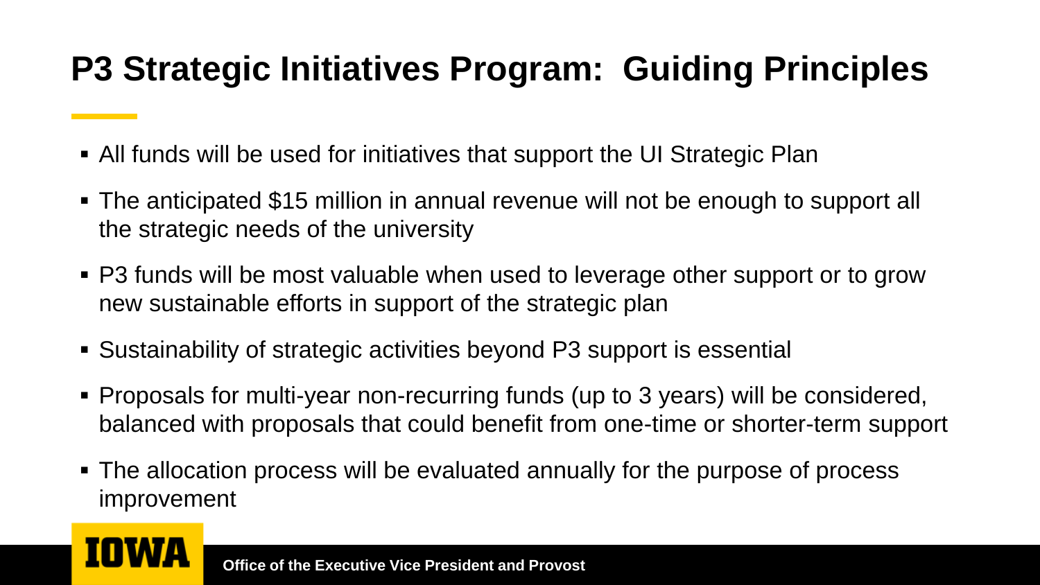# P3 Strategic Initiatives Program: Guiding Principles

- All funds will be used for initiatives that support the UI Strategic Plan
- The anticipated $15 million in annual revenue will not be enough to support all the strategic needs of the university
- P3 funds will be most valuable when used to leverage other support or to grow new sustainable efforts in support of the strategic plan
- Sustainability of strategic activities beyond P3 support is essential
- Proposals for multi-year non-recurring funds (up to 3 years) will be considered, balanced with proposals that could benefit from one-time or shorter-term support
- The allocation process will be evaluated annually for the purpose of process improvement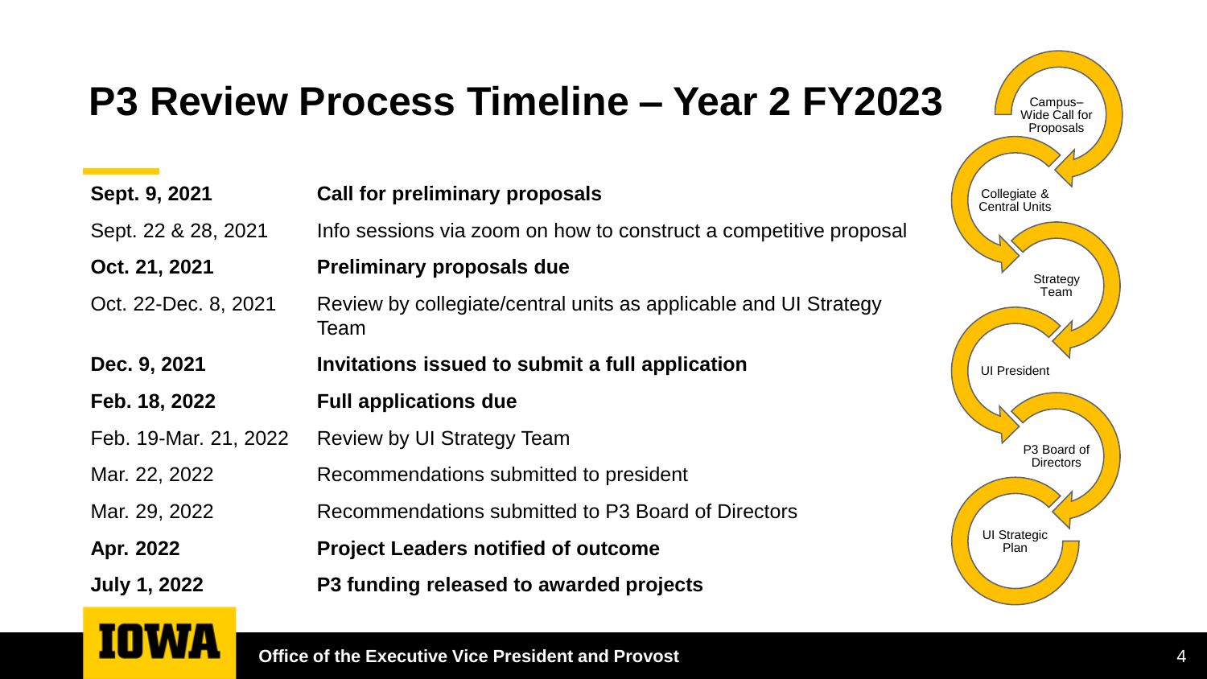# P3 Review Process Timeline – Year 2 FY2023

| | |
|---|---|
| **Sept. 9, 2021** | **Call for preliminary proposals** |
| Sept. 22 & 28, 2021 | Info sessions via zoom on how to construct a competitive proposal |
| **Oct. 21, 2021** | **Preliminary proposals due** |
| Oct. 22-Dec. 8, 2021 | Review by collegiate/central units as applicable and UI Strategy Team |
| **Dec. 9, 2021** | **Invitations issued to submit a full application** |
| **Feb. 18, 2022** | **Full applications due** |
| Feb. 19-Mar. 21, 2022 | Review by UI Strategy Team |
| Mar. 22, 2022 | Recommendations submitted to president |
| Mar. 29, 2022 | Recommendations submitted to P3 Board of Directors |
| **Apr. 2022** | **Project Leaders notified of outcome** |
| **July 1, 2022** | **P3 funding released to awarded projects** |

Campus–Wide Call for Proposals → Collegiate & Central Units → Strategy Team → UI President → P3 Board of Directors → UI Strategic Plan

IOWA

**Office of the Executive Vice President and Provost**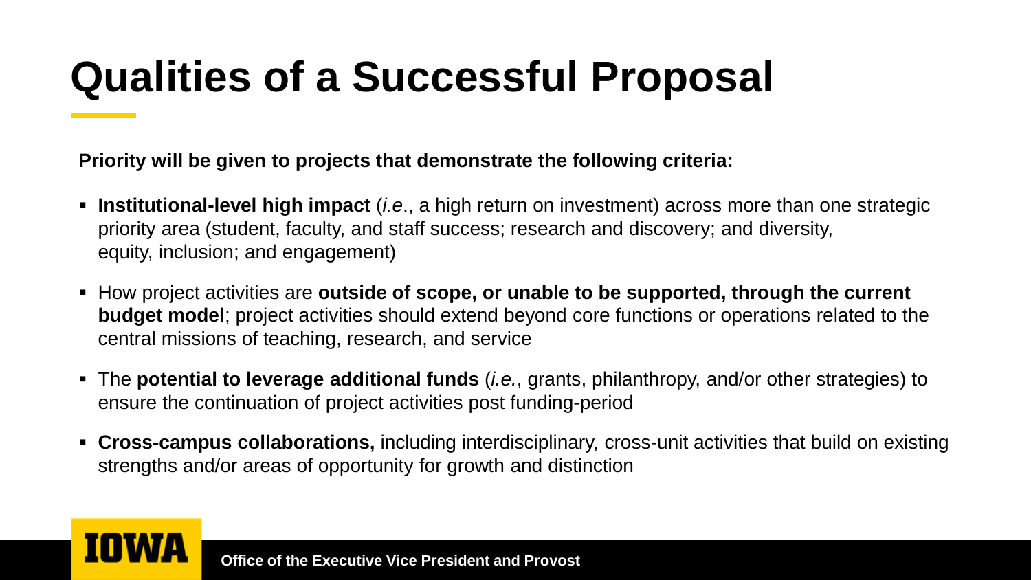# Qualities of a Successful Proposal

**Priority will be given to projects that demonstrate the following criteria:**

- **Institutional-level high impact** (*i.e*., a high return on investment) across more than one strategic priority area (student, faculty, and staff success; research and discovery; and diversity, equity, inclusion; and engagement)
- How project activities are **outside of scope, or unable to be supported, through the current budget model**; project activities should extend beyond core functions or operations related to the central missions of teaching, research, and service
- The **potential to leverage additional funds** (*i.e.*, grants, philanthropy, and/or other strategies) to ensure the continuation of project activities post funding-period
- **Cross-campus collaborations,** including interdisciplinary, cross-unit activities that build on existing strengths and/or areas of opportunity for growth and distinction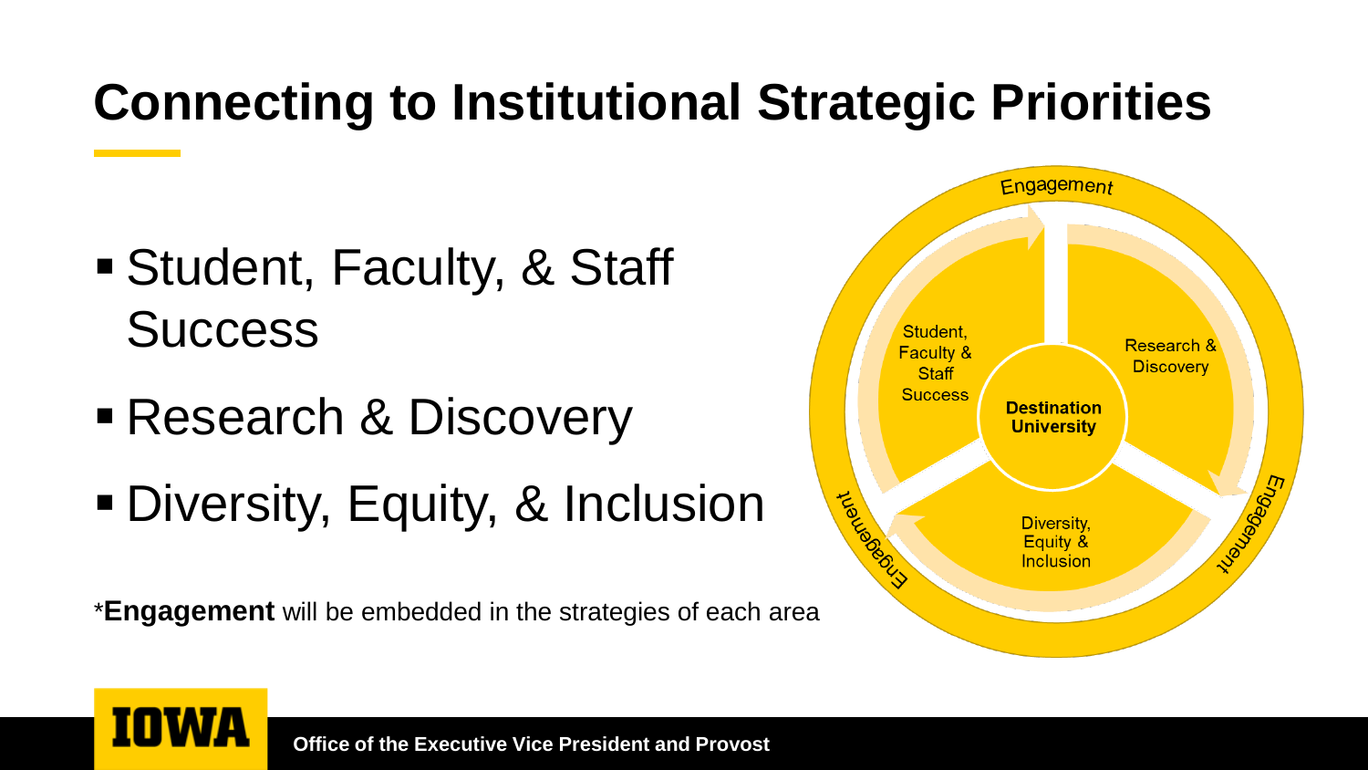# Connecting to Institutional Strategic Priorities

- Student, Faculty, & Staff Success
- Research & Discovery
- Diversity, Equity, & Inclusion

*__Engagement__ will be embedded in the strategies of each area

Engagement

Student, Faculty & Staff Success

Research & Discovery

Destination University

Diversity, Equity & Inclusion

Engagement

Engagement

Office of the Executive Vice President and Provost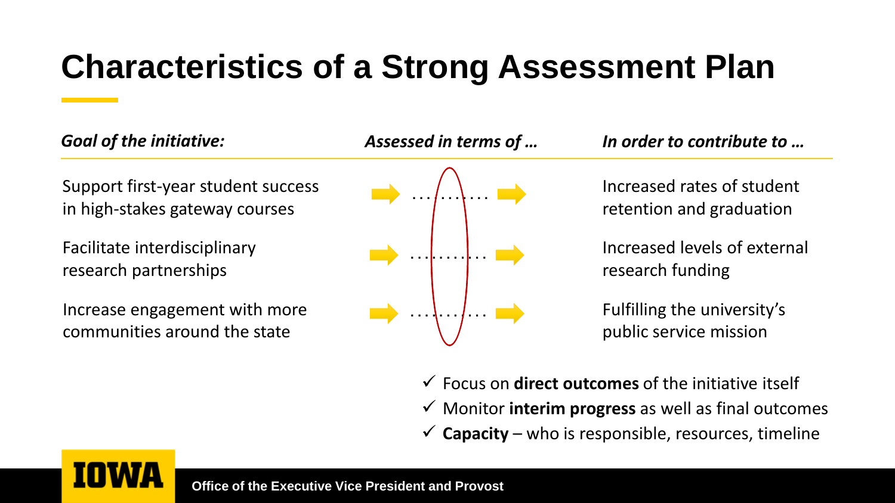# Characteristics of a Strong Assessment Plan

| *Goal of the initiative:* | *Assessed in terms of …* | *In order to contribute to …* |
| --- | --- | --- |
| Support first-year student success in high-stakes gateway courses | ……….. | Increased rates of student retention and graduation |
| Facilitate interdisciplinary research partnerships | ……….. | Increased levels of external research funding |
| Increase engagement with more communities around the state | ……….. | Fulfilling the university's public service mission |

- ✓ Focus on **direct outcomes** of the initiative itself
- ✓ Monitor **interim progress** as well as final outcomes
- ✓ **Capacity** – who is responsible, resources, timeline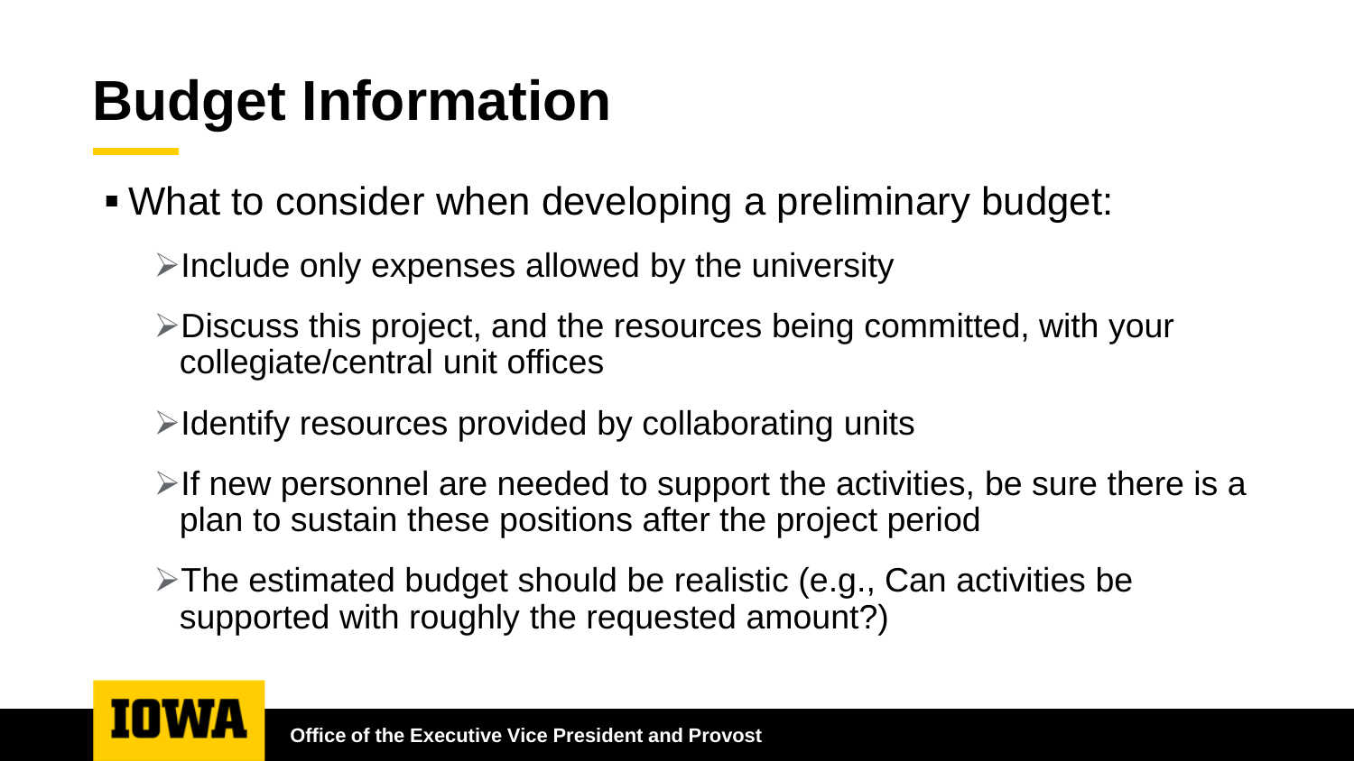# Budget Information

- What to consider when developing a preliminary budget:
  - Include only expenses allowed by the university
  - Discuss this project, and the resources being committed, with your collegiate/central unit offices
  - Identify resources provided by collaborating units
  - If new personnel are needed to support the activities, be sure there is a plan to sustain these positions after the project period
  - The estimated budget should be realistic (e.g., Can activities be supported with roughly the requested amount?)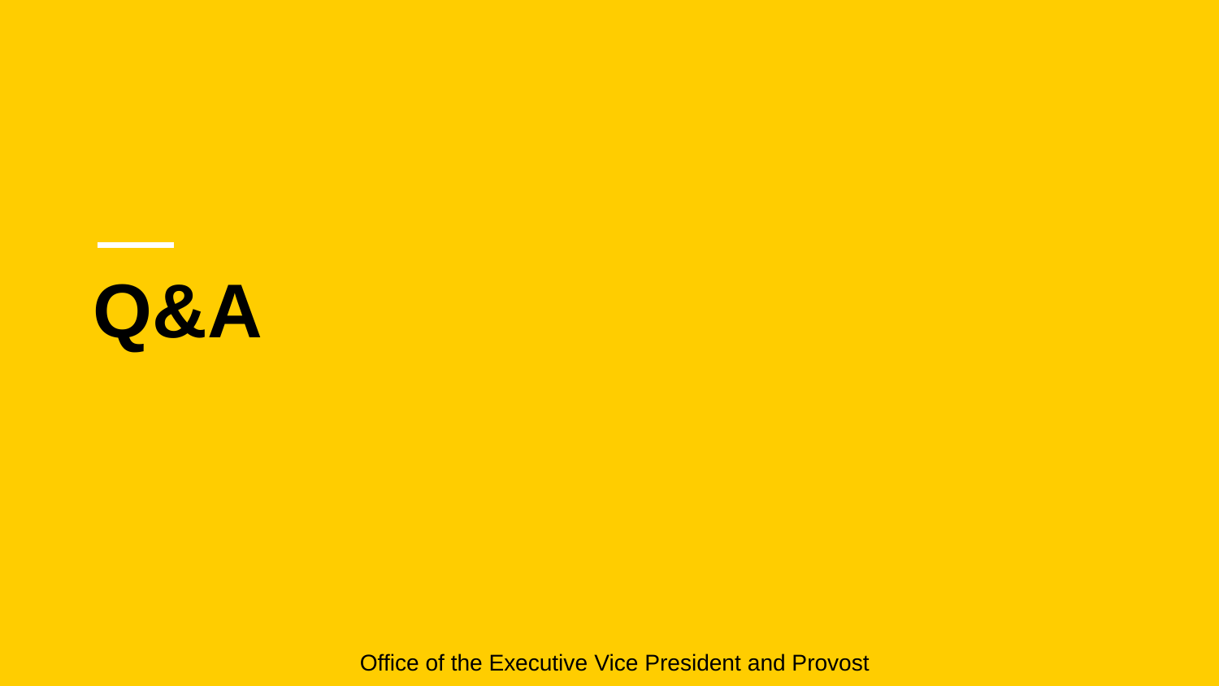# Q&A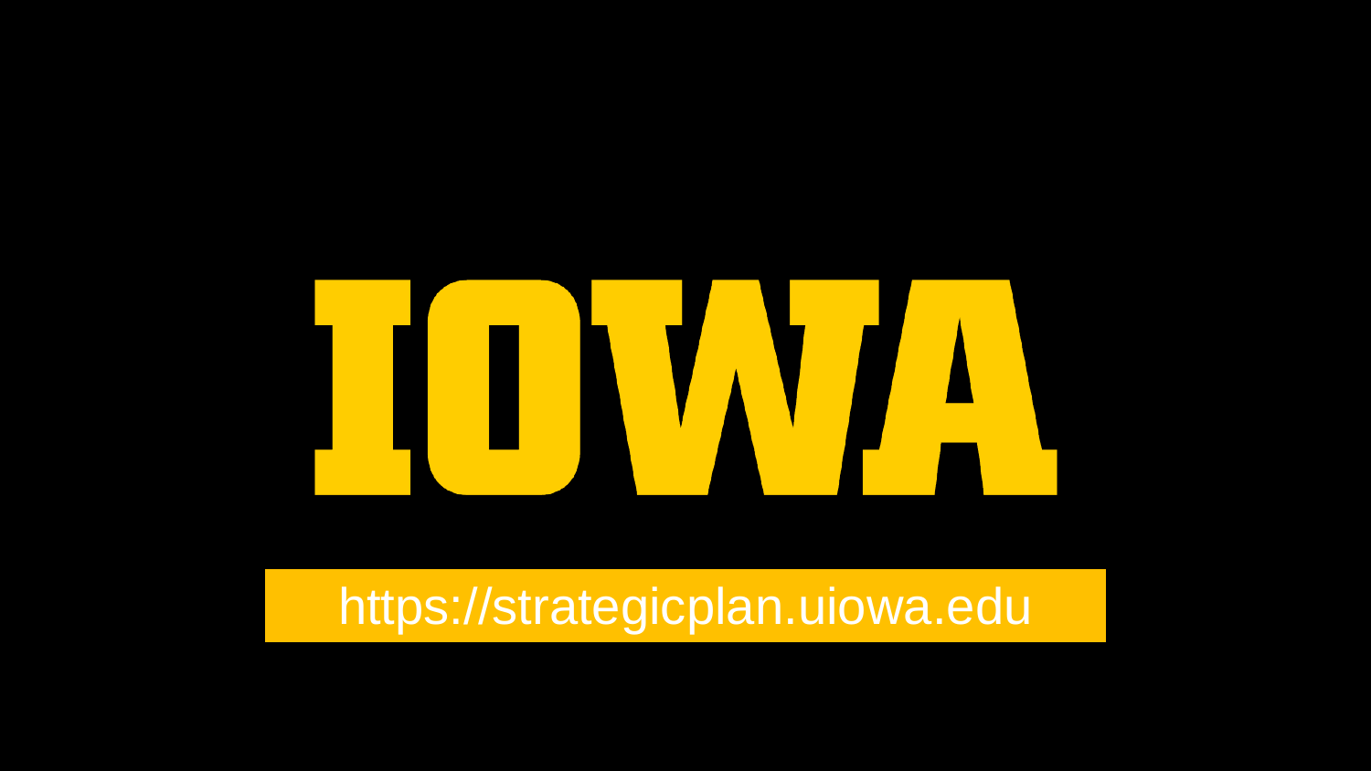# IOWA

https://strategicplan.uiowa.edu